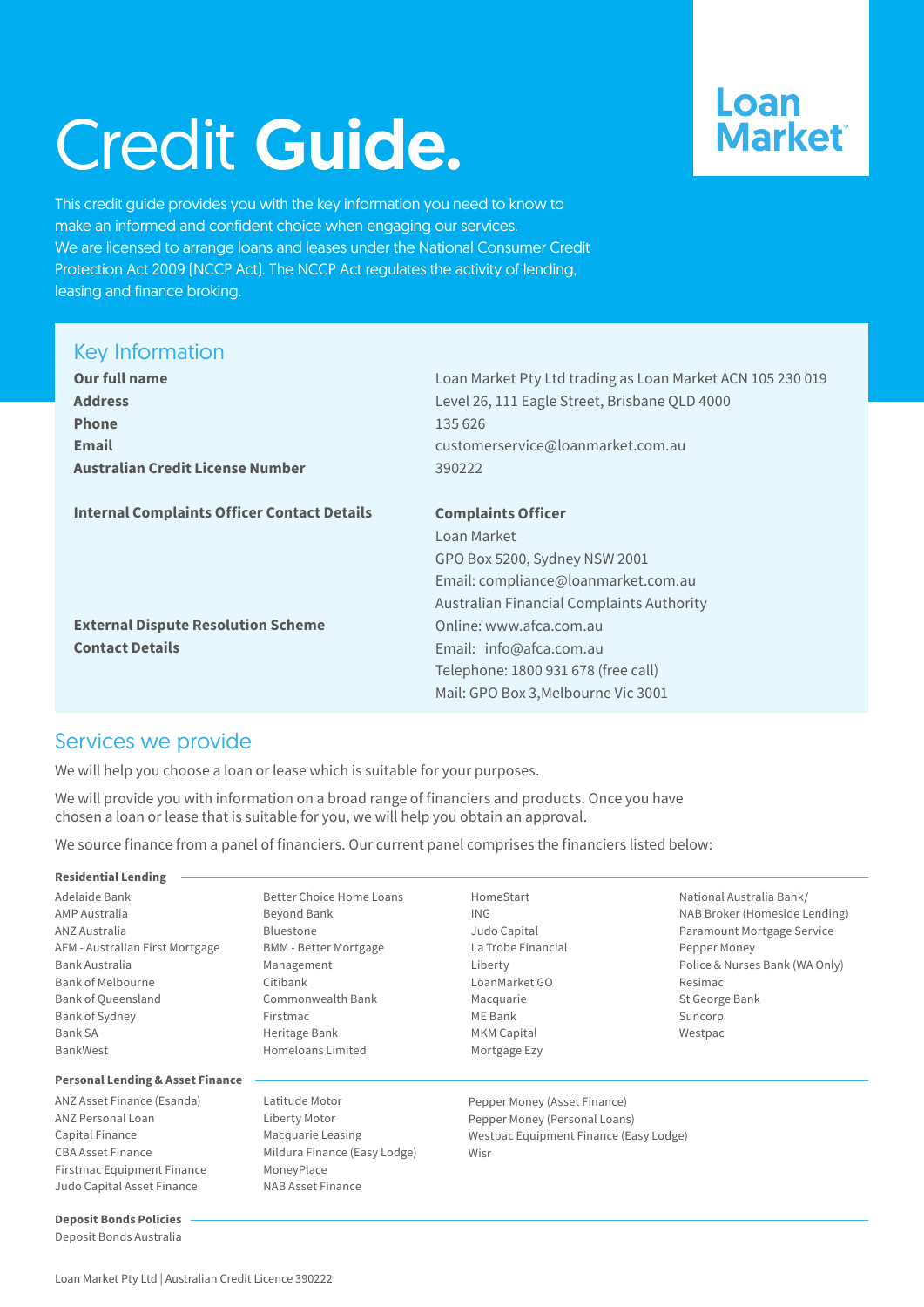# Credit **Guide.**

Loan Market

This credit guide provides you with the key information you need to know to make an informed and confident choice when engaging our services.
We are licensed to arrange loans and leases under the National Consumer Credit Protection Act 2009 (NCCP Act). The NCCP Act regulates the activity of lending, leasing and finance broking.

## Key Information

| | |
|---|---|
| **Our full name** | Loan Market Pty Ltd trading as Loan Market ACN 105 230 019 |
| **Address** | Level 26, 111 Eagle Street, Brisbane QLD 4000 |
| **Phone** | 135 626 |
| **Email** | customerservice@loanmarket.com.au |
| **Australian Credit License Number** | 390222 |
| **Internal Complaints Officer Contact Details** | **Complaints Officer**<br>Loan Market<br>GPO Box 5200, Sydney NSW 2001<br>Email: compliance@loanmarket.com.au |
| **External Dispute Resolution Scheme Contact Details** | Australian Financial Complaints Authority<br>Online: www.afca.com.au<br>Email: info@afca.com.au<br>Telephone: 1800 931 678 (free call)<br>Mail: GPO Box 3,Melbourne Vic 3001 |

## Services we provide

We will help you choose a loan or lease which is suitable for your purposes.

We will provide you with information on a broad range of financiers and products. Once you have chosen a loan or lease that is suitable for you, we will help you obtain an approval.

We source finance from a panel of financiers. Our current panel comprises the financiers listed below:

### Residential Lending

- Adelaide Bank
- AMP Australia
- ANZ Australia
- AFM - Australian First Mortgage
- Bank Australia
- Bank of Melbourne
- Bank of Queensland
- Bank of Sydney
- Bank SA
- BankWest
- Better Choice Home Loans
- Beyond Bank
- Bluestone
- BMM - Better Mortgage Management
- Citibank
- Commonwealth Bank
- Firstmac
- Heritage Bank
- Homeloans Limited
- HomeStart
- ING
- Judo Capital
- La Trobe Financial
- Liberty
- LoanMarket GO
- Macquarie
- ME Bank
- MKM Capital
- Mortgage Ezy
- National Australia Bank/ NAB Broker (Homeside Lending)
- Paramount Mortgage Service
- Pepper Money
- Police & Nurses Bank (WA Only)
- Resimac
- St George Bank
- Suncorp
- Westpac

### Personal Lending & Asset Finance

- ANZ Asset Finance (Esanda)
- ANZ Personal Loan
- Capital Finance
- CBA Asset Finance
- Firstmac Equipment Finance
- Judo Capital Asset Finance
- Latitude Motor
- Liberty Motor
- Macquarie Leasing
- Mildura Finance (Easy Lodge)
- MoneyPlace
- NAB Asset Finance
- Pepper Money (Asset Finance)
- Pepper Money (Personal Loans)
- Westpac Equipment Finance (Easy Lodge)
- Wisr

### Deposit Bonds Policies

- Deposit Bonds Australia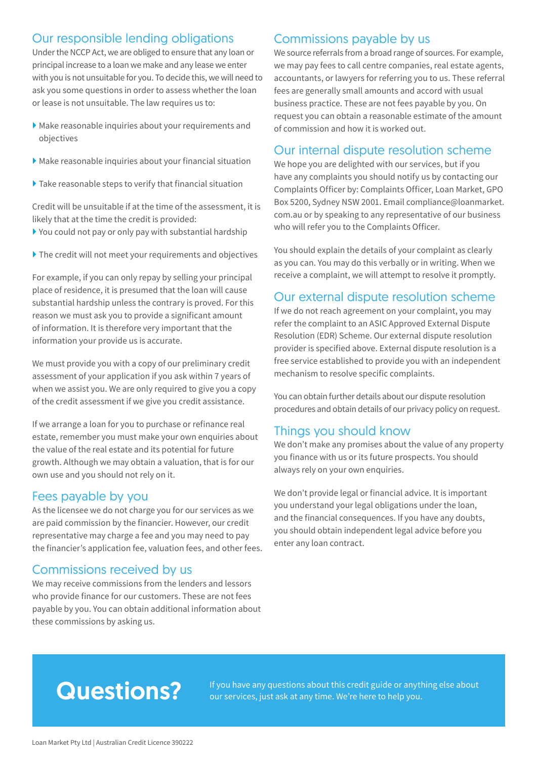## Our responsible lending obligations

Under the NCCP Act, we are obliged to ensure that any loan or principal increase to a loan we make and any lease we enter with you is not unsuitable for you. To decide this, we will need to ask you some questions in order to assess whether the loan or lease is not unsuitable. The law requires us to:

- Make reasonable inquiries about your requirements and objectives
- Make reasonable inquiries about your financial situation
- Take reasonable steps to verify that financial situation

Credit will be unsuitable if at the time of the assessment, it is likely that at the time the credit is provided:

- You could not pay or only pay with substantial hardship
- The credit will not meet your requirements and objectives

For example, if you can only repay by selling your principal place of residence, it is presumed that the loan will cause substantial hardship unless the contrary is proved. For this reason we must ask you to provide a significant amount of information. It is therefore very important that the information your provide us is accurate.

We must provide you with a copy of our preliminary credit assessment of your application if you ask within 7 years of when we assist you. We are only required to give you a copy of the credit assessment if we give you credit assistance.

If we arrange a loan for you to purchase or refinance real estate, remember you must make your own enquiries about the value of the real estate and its potential for future growth. Although we may obtain a valuation, that is for our own use and you should not rely on it.

## Fees payable by you

As the licensee we do not charge you for our services as we are paid commission by the financier. However, our credit representative may charge a fee and you may need to pay the financier's application fee, valuation fees, and other fees.

## Commissions received by us

We may receive commissions from the lenders and lessors who provide finance for our customers. These are not fees payable by you. You can obtain additional information about these commissions by asking us.

## Commissions payable by us

We source referrals from a broad range of sources. For example, we may pay fees to call centre companies, real estate agents, accountants, or lawyers for referring you to us. These referral fees are generally small amounts and accord with usual business practice. These are not fees payable by you. On request you can obtain a reasonable estimate of the amount of commission and how it is worked out.

## Our internal dispute resolution scheme

We hope you are delighted with our services, but if you have any complaints you should notify us by contacting our Complaints Officer by: Complaints Officer, Loan Market, GPO Box 5200, Sydney NSW 2001. Email compliance@loanmarket.com.au or by speaking to any representative of our business who will refer you to the Complaints Officer.

You should explain the details of your complaint as clearly as you can. You may do this verbally or in writing. When we receive a complaint, we will attempt to resolve it promptly.

## Our external dispute resolution scheme

If we do not reach agreement on your complaint, you may refer the complaint to an ASIC Approved External Dispute Resolution (EDR) Scheme. Our external dispute resolution provider is specified above. External dispute resolution is a free service established to provide you with an independent mechanism to resolve specific complaints.

You can obtain further details about our dispute resolution procedures and obtain details of our privacy policy on request.

## Things you should know

We don't make any promises about the value of any property you finance with us or its future prospects. You should always rely on your own enquiries.

We don't provide legal or financial advice. It is important you understand your legal obligations under the loan, and the financial consequences. If you have any doubts, you should obtain independent legal advice before you enter any loan contract.

# Questions?

If you have any questions about this credit guide or anything else about our services, just ask at any time. We're here to help you.

Loan Market Pty Ltd | Australian Credit Licence 390222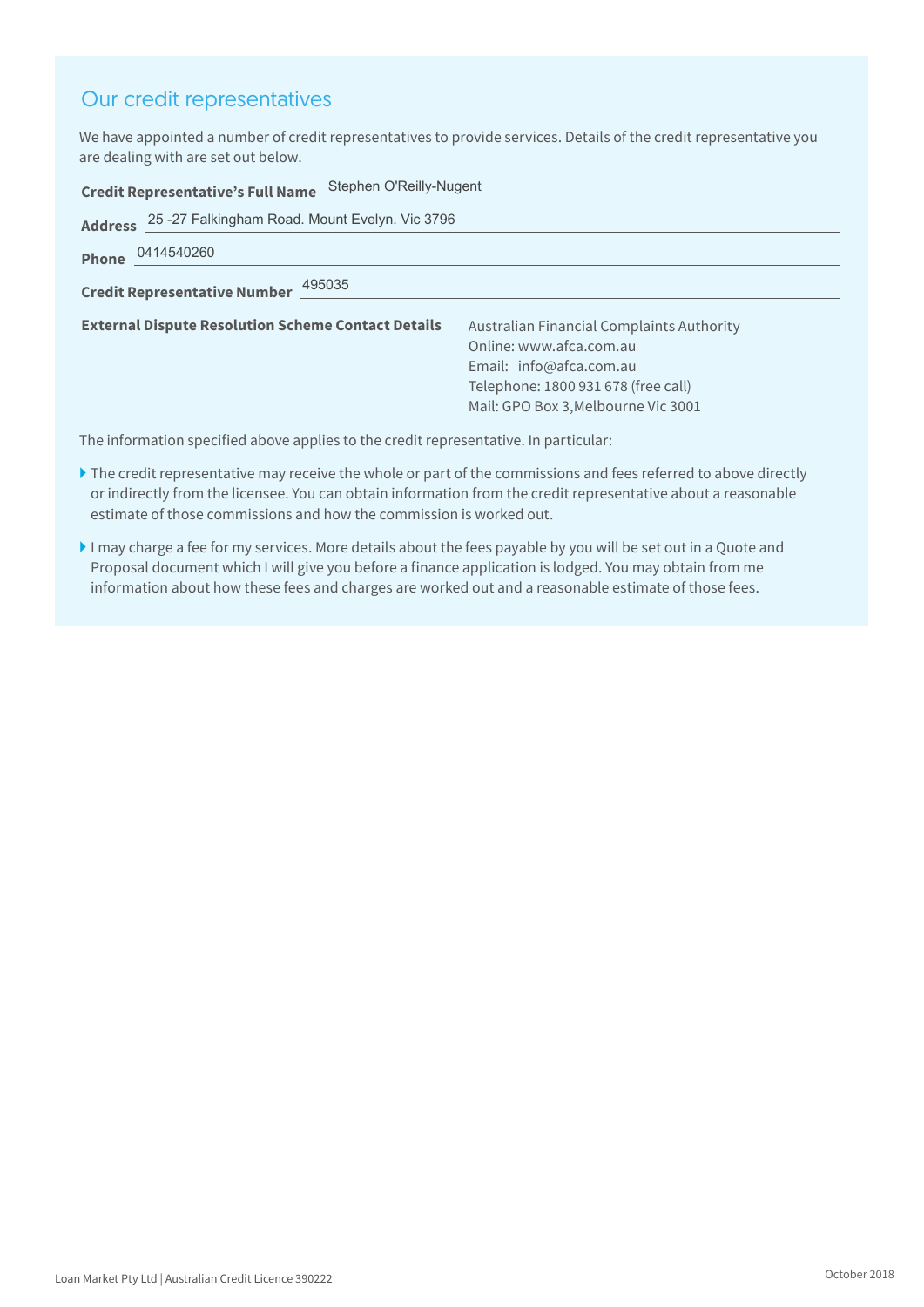## Our credit representatives

We have appointed a number of credit representatives to provide services. Details of the credit representative you are dealing with are set out below.

**Credit Representative's Full Name** Stephen O'Reilly-Nugent

**Address** 25 -27 Falkingham Road. Mount Evelyn. Vic 3796

**Phone** 0414540260

**Credit Representative Number** 495035

**External Dispute Resolution Scheme Contact Details**

Australian Financial Complaints Authority
Online: www.afca.com.au
Email: info@afca.com.au
Telephone: 1800 931 678 (free call)
Mail: GPO Box 3,Melbourne Vic 3001

The information specified above applies to the credit representative. In particular:

- The credit representative may receive the whole or part of the commissions and fees referred to above directly or indirectly from the licensee. You can obtain information from the credit representative about a reasonable estimate of those commissions and how the commission is worked out.
- I may charge a fee for my services. More details about the fees payable by you will be set out in a Quote and Proposal document which I will give you before a finance application is lodged. You may obtain from me information about how these fees and charges are worked out and a reasonable estimate of those fees.